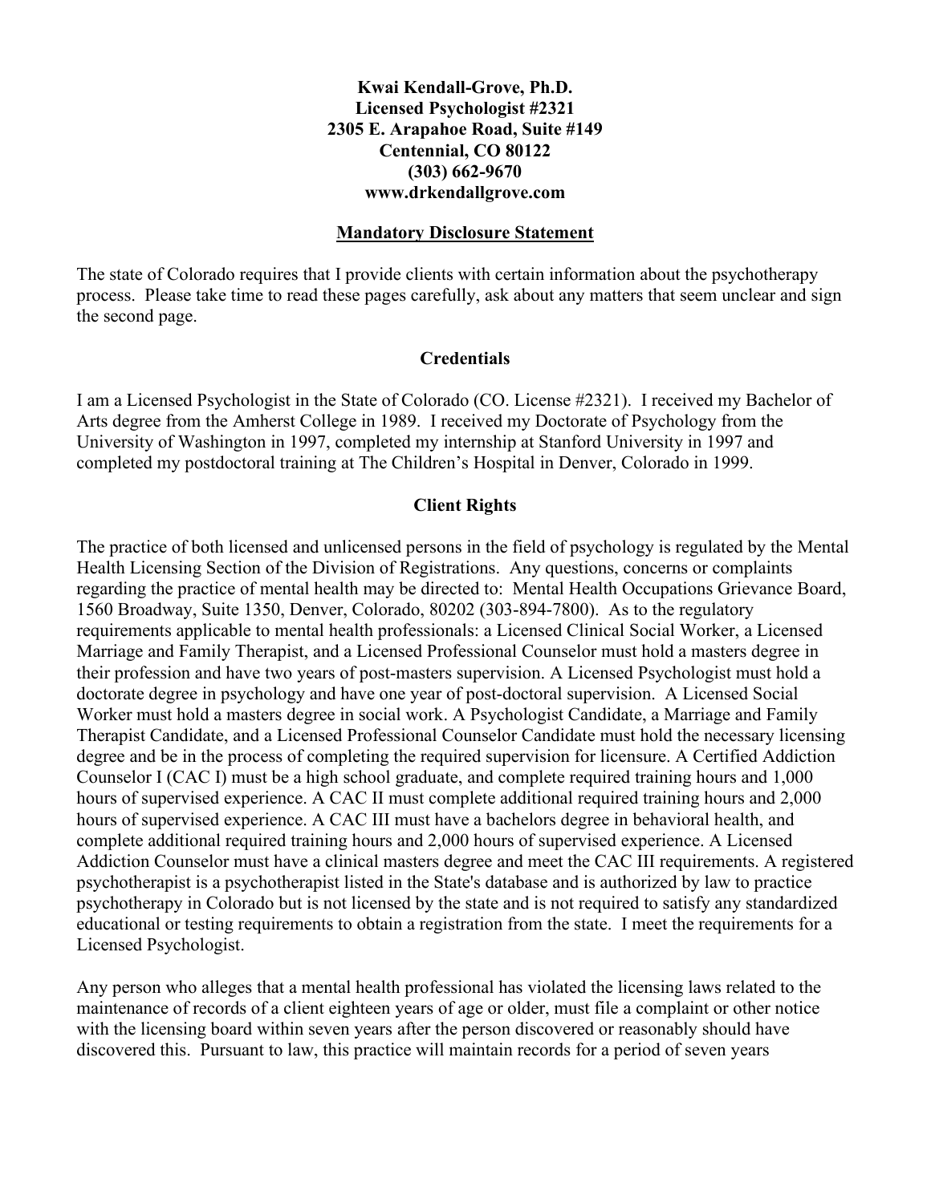**Kwai Kendall-Grove, Ph.D.**
**Licensed Psychologist #2321**
**2305 E. Arapahoe Road, Suite #149**
**Centennial, CO 80122**
**(303) 662-9670**
**www.drkendallgrove.com**

## Mandatory Disclosure Statement

The state of Colorado requires that I provide clients with certain information about the psychotherapy process. Please take time to read these pages carefully, ask about any matters that seem unclear and sign the second page.

### Credentials

I am a Licensed Psychologist in the State of Colorado (CO. License #2321). I received my Bachelor of Arts degree from the Amherst College in 1989. I received my Doctorate of Psychology from the University of Washington in 1997, completed my internship at Stanford University in 1997 and completed my postdoctoral training at The Children's Hospital in Denver, Colorado in 1999.

### Client Rights

The practice of both licensed and unlicensed persons in the field of psychology is regulated by the Mental Health Licensing Section of the Division of Registrations. Any questions, concerns or complaints regarding the practice of mental health may be directed to: Mental Health Occupations Grievance Board, 1560 Broadway, Suite 1350, Denver, Colorado, 80202 (303-894-7800). As to the regulatory requirements applicable to mental health professionals: a Licensed Clinical Social Worker, a Licensed Marriage and Family Therapist, and a Licensed Professional Counselor must hold a masters degree in their profession and have two years of post-masters supervision. A Licensed Psychologist must hold a doctorate degree in psychology and have one year of post-doctoral supervision. A Licensed Social Worker must hold a masters degree in social work. A Psychologist Candidate, a Marriage and Family Therapist Candidate, and a Licensed Professional Counselor Candidate must hold the necessary licensing degree and be in the process of completing the required supervision for licensure. A Certified Addiction Counselor I (CAC I) must be a high school graduate, and complete required training hours and 1,000 hours of supervised experience. A CAC II must complete additional required training hours and 2,000 hours of supervised experience. A CAC III must have a bachelors degree in behavioral health, and complete additional required training hours and 2,000 hours of supervised experience. A Licensed Addiction Counselor must have a clinical masters degree and meet the CAC III requirements. A registered psychotherapist is a psychotherapist listed in the State's database and is authorized by law to practice psychotherapy in Colorado but is not licensed by the state and is not required to satisfy any standardized educational or testing requirements to obtain a registration from the state. I meet the requirements for a Licensed Psychologist.

Any person who alleges that a mental health professional has violated the licensing laws related to the maintenance of records of a client eighteen years of age or older, must file a complaint or other notice with the licensing board within seven years after the person discovered or reasonably should have discovered this. Pursuant to law, this practice will maintain records for a period of seven years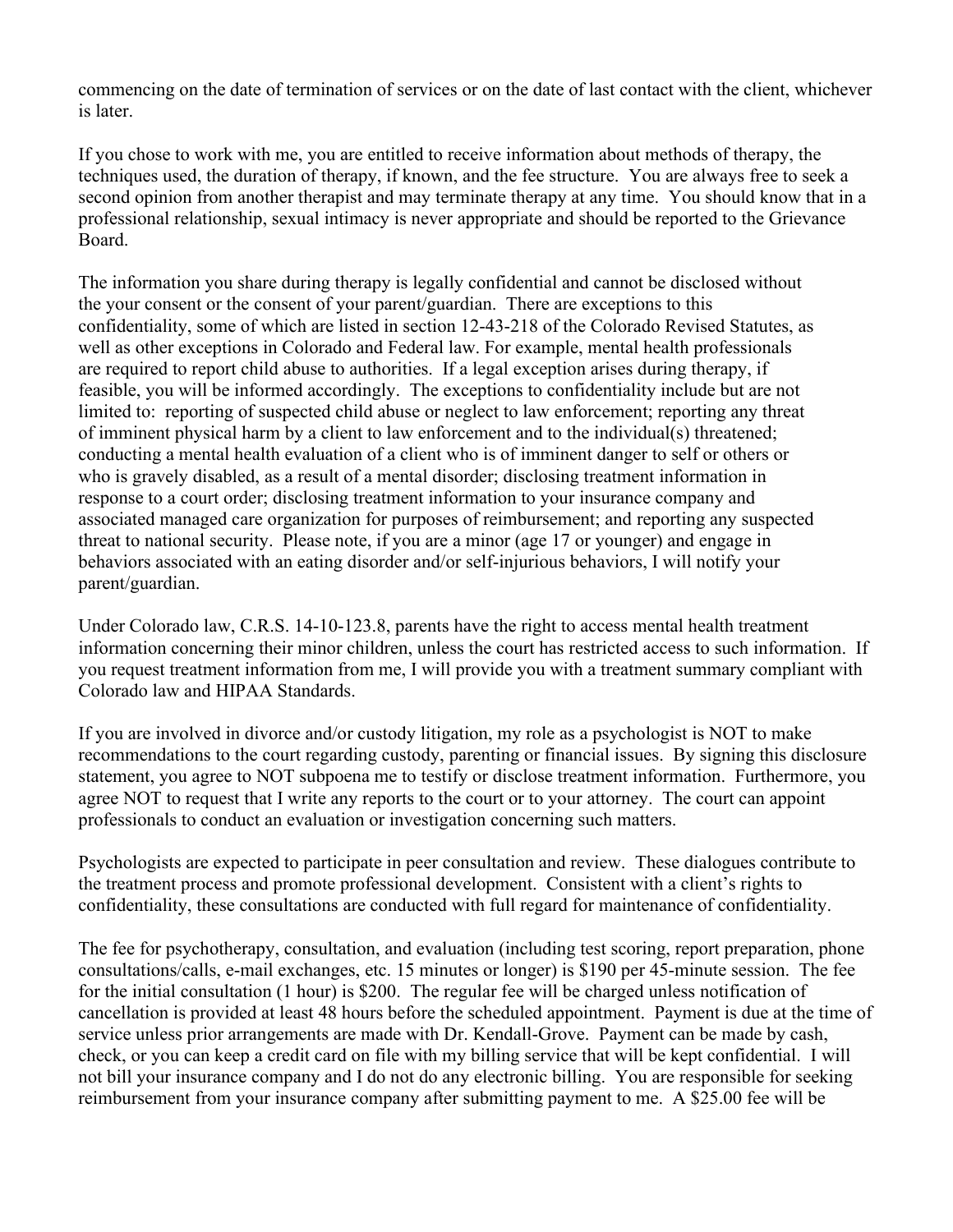commencing on the date of termination of services or on the date of last contact with the client, whichever is later.

If you chose to work with me, you are entitled to receive information about methods of therapy, the techniques used, the duration of therapy, if known, and the fee structure. You are always free to seek a second opinion from another therapist and may terminate therapy at any time. You should know that in a professional relationship, sexual intimacy is never appropriate and should be reported to the Grievance Board.

The information you share during therapy is legally confidential and cannot be disclosed without the your consent or the consent of your parent/guardian. There are exceptions to this confidentiality, some of which are listed in section 12-43-218 of the Colorado Revised Statutes, as well as other exceptions in Colorado and Federal law. For example, mental health professionals are required to report child abuse to authorities. If a legal exception arises during therapy, if feasible, you will be informed accordingly. The exceptions to confidentiality include but are not limited to: reporting of suspected child abuse or neglect to law enforcement; reporting any threat of imminent physical harm by a client to law enforcement and to the individual(s) threatened; conducting a mental health evaluation of a client who is of imminent danger to self or others or who is gravely disabled, as a result of a mental disorder; disclosing treatment information in response to a court order; disclosing treatment information to your insurance company and associated managed care organization for purposes of reimbursement; and reporting any suspected threat to national security. Please note, if you are a minor (age 17 or younger) and engage in behaviors associated with an eating disorder and/or self-injurious behaviors, I will notify your parent/guardian.

Under Colorado law, C.R.S. 14-10-123.8, parents have the right to access mental health treatment information concerning their minor children, unless the court has restricted access to such information. If you request treatment information from me, I will provide you with a treatment summary compliant with Colorado law and HIPAA Standards.

If you are involved in divorce and/or custody litigation, my role as a psychologist is NOT to make recommendations to the court regarding custody, parenting or financial issues. By signing this disclosure statement, you agree to NOT subpoena me to testify or disclose treatment information. Furthermore, you agree NOT to request that I write any reports to the court or to your attorney. The court can appoint professionals to conduct an evaluation or investigation concerning such matters.

Psychologists are expected to participate in peer consultation and review. These dialogues contribute to the treatment process and promote professional development. Consistent with a client's rights to confidentiality, these consultations are conducted with full regard for maintenance of confidentiality.

The fee for psychotherapy, consultation, and evaluation (including test scoring, report preparation, phone consultations/calls, e-mail exchanges, etc. 15 minutes or longer) is $190 per 45-minute session. The fee for the initial consultation (1 hour) is $200. The regular fee will be charged unless notification of cancellation is provided at least 48 hours before the scheduled appointment. Payment is due at the time of service unless prior arrangements are made with Dr. Kendall-Grove. Payment can be made by cash, check, or you can keep a credit card on file with my billing service that will be kept confidential. I will not bill your insurance company and I do not do any electronic billing. You are responsible for seeking reimbursement from your insurance company after submitting payment to me. A $25.00 fee will be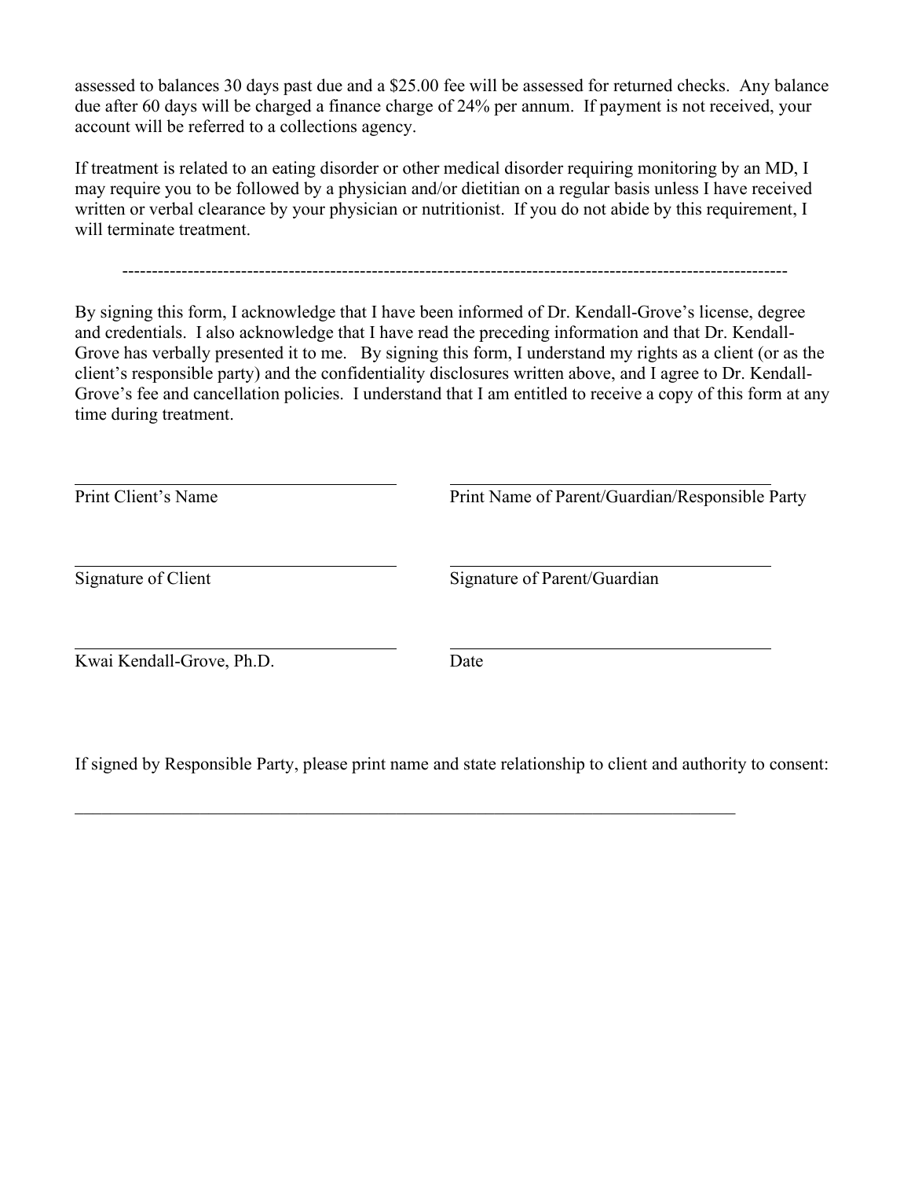assessed to balances 30 days past due and a $25.00 fee will be assessed for returned checks. Any balance due after 60 days will be charged a finance charge of 24% per annum. If payment is not received, your account will be referred to a collections agency.

If treatment is related to an eating disorder or other medical disorder requiring monitoring by an MD, I may require you to be followed by a physician and/or dietitian on a regular basis unless I have received written or verbal clearance by your physician or nutritionist. If you do not abide by this requirement, I will terminate treatment.

---

By signing this form, I acknowledge that I have been informed of Dr. Kendall-Grove's license, degree and credentials. I also acknowledge that I have read the preceding information and that Dr. Kendall-Grove has verbally presented it to me. By signing this form, I understand my rights as a client (or as the client's responsible party) and the confidentiality disclosures written above, and I agree to Dr. Kendall-Grove's fee and cancellation policies. I understand that I am entitled to receive a copy of this form at any time during treatment.

| | |
|---|---|
| \_\_\_\_\_\_\_\_\_\_\_\_\_\_\_\_\_\_\_\_\_\_\_\_\_\_\_\_\_\_ | \_\_\_\_\_\_\_\_\_\_\_\_\_\_\_\_\_\_\_\_\_\_\_\_\_\_\_\_\_\_ |
| Print Client's Name | Print Name of Parent/Guardian/Responsible Party |
| \_\_\_\_\_\_\_\_\_\_\_\_\_\_\_\_\_\_\_\_\_\_\_\_\_\_\_\_\_\_ | \_\_\_\_\_\_\_\_\_\_\_\_\_\_\_\_\_\_\_\_\_\_\_\_\_\_\_\_\_\_ |
| Signature of Client | Signature of Parent/Guardian |
| \_\_\_\_\_\_\_\_\_\_\_\_\_\_\_\_\_\_\_\_\_\_\_\_\_\_\_\_\_\_ | \_\_\_\_\_\_\_\_\_\_\_\_\_\_\_\_\_\_\_\_\_\_\_\_\_\_\_\_\_\_ |
| Kwai Kendall-Grove, Ph.D. | Date |

If signed by Responsible Party, please print name and state relationship to client and authority to consent:

\_\_\_\_\_\_\_\_\_\_\_\_\_\_\_\_\_\_\_\_\_\_\_\_\_\_\_\_\_\_\_\_\_\_\_\_\_\_\_\_\_\_\_\_\_\_\_\_\_\_\_\_\_\_\_\_\_\_\_\_